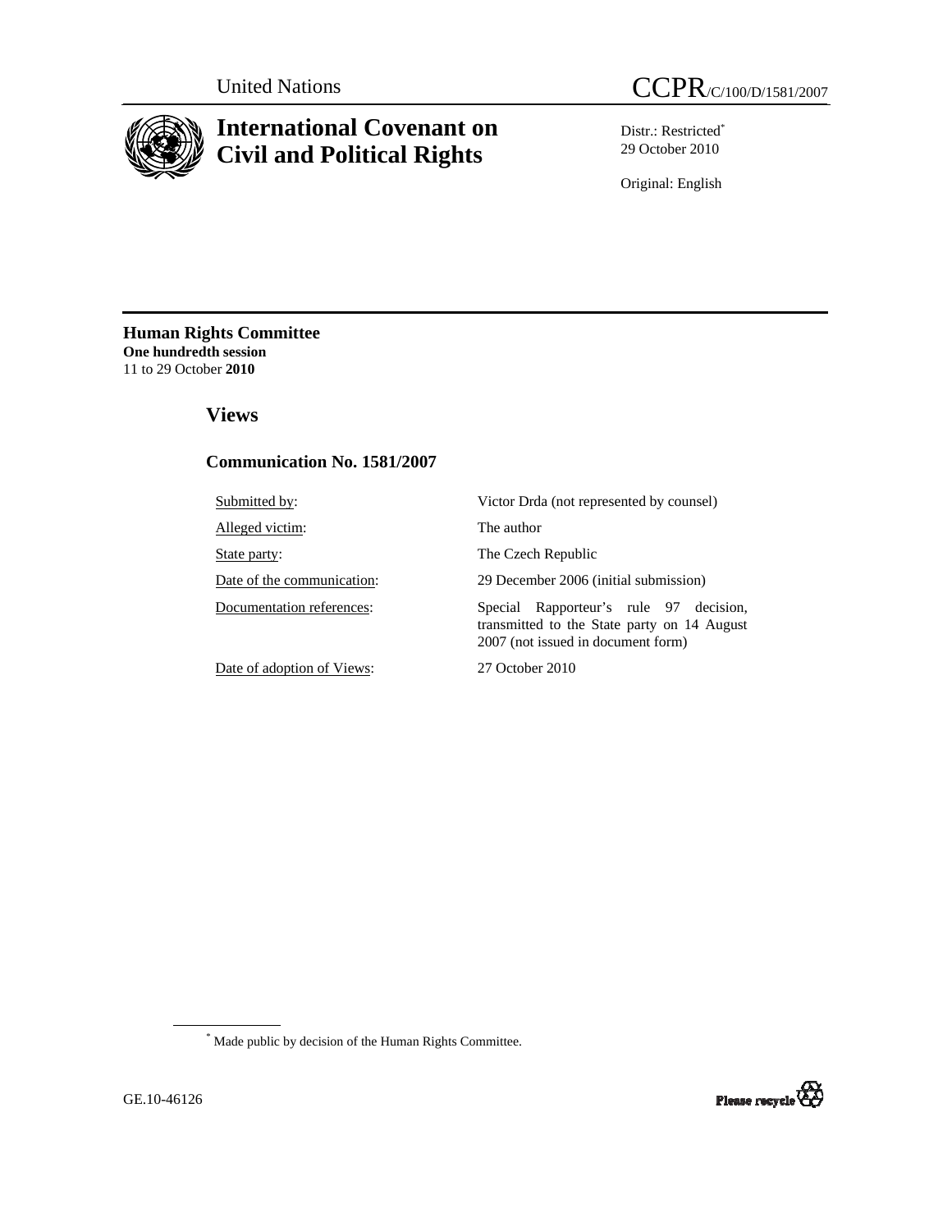United Nations

CCPR/C/100/D/1581/2007

# International Covenant on Civil and Political Rights

Distr.: Restricted[*]
29 October 2010

Original: English

**Human Rights Committee**
**One hundredth session**
11 to 29 October **2010**

## Views

### Communication No. 1581/2007

| | |
|---|---|
| Submitted by: | Victor Drda (not represented by counsel) |
| Alleged victim: | The author |
| State party: | The Czech Republic |
| Date of the communication: | 29 December 2006 (initial submission) |
| Documentation references: | Special Rapporteur's rule 97 decision, transmitted to the State party on 14 August 2007 (not issued in document form) |
| Date of adoption of Views: | 27 October 2010 |

[*] Made public by decision of the Human Rights Committee.

GE.10-46126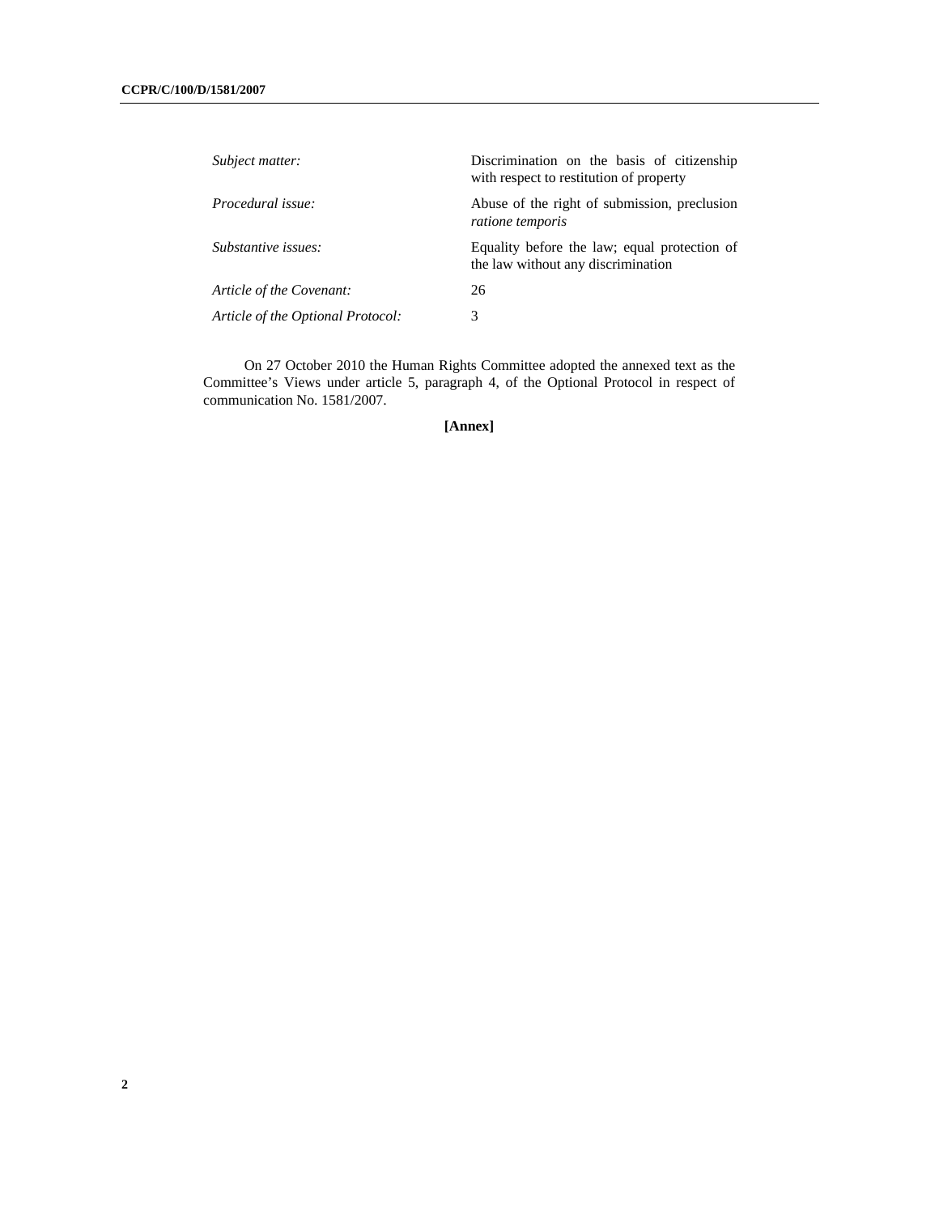| | |
|---|---|
| *Subject matter:* | Discrimination on the basis of citizenship with respect to restitution of property |
| *Procedural issue:* | Abuse of the right of submission, preclusion *ratione temporis* |
| *Substantive issues:* | Equality before the law; equal protection of the law without any discrimination |
| *Article of the Covenant:* | 26 |
| *Article of the Optional Protocol:* | 3 |

On 27 October 2010 the Human Rights Committee adopted the annexed text as the Committee's Views under article 5, paragraph 4, of the Optional Protocol in respect of communication No. 1581/2007.

**[Annex]**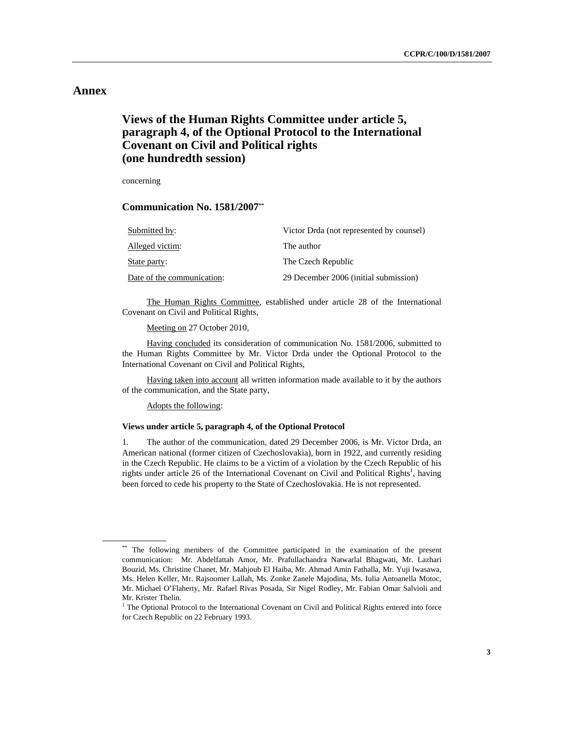# Annex

## Views of the Human Rights Committee under article 5, paragraph 4, of the Optional Protocol to the International Covenant on Civil and Political rights (one hundredth session)

concerning

### Communication No. 1581/2007[**]

| | |
|---|---|
| Submitted by: | Victor Drda (not represented by counsel) |
| Alleged victim: | The author |
| State party: | The Czech Republic |
| Date of the communication: | 29 December 2006 (initial submission) |

The Human Rights Committee, established under article 28 of the International Covenant on Civil and Political Rights,

Meeting on 27 October 2010,

Having concluded its consideration of communication No. 1581/2006, submitted to the Human Rights Committee by Mr. Victor Drda under the Optional Protocol to the International Covenant on Civil and Political Rights,

Having taken into account all written information made available to it by the authors of the communication, and the State party,

Adopts the following:

#### Views under article 5, paragraph 4, of the Optional Protocol

1. The author of the communication, dated 29 December 2006, is Mr. Victor Drda, an American national (former citizen of Czechoslovakia), born in 1922, and currently residing in the Czech Republic. He claims to be a victim of a violation by the Czech Republic of his rights under article 26 of the International Covenant on Civil and Political Rights[1], having been forced to cede his property to the State of Czechoslovakia. He is not represented.

---

[**] The following members of the Committee participated in the examination of the present communication: Mr. Abdelfattah Amor, Mr. Prafullachandra Natwarlal Bhagwati, Mr. Lazhari Bouzid, Ms. Christine Chanet, Mr. Mahjoub El Haiba, Mr. Ahmad Amin Fathalla, Mr. Yuji Iwasawa, Ms. Helen Keller, Mr. Rajsoomer Lallah, Ms. Zonke Zanele Majodina, Ms. Iulia Antoanella Motoc, Mr. Michael O'Flaherty, Mr. Rafael Rivas Posada, Sir Nigel Rodley, Mr. Fabian Omar Salvioli and Mr. Krister Thelin.

[1] The Optional Protocol to the International Covenant on Civil and Political Rights entered into force for Czech Republic on 22 February 1993.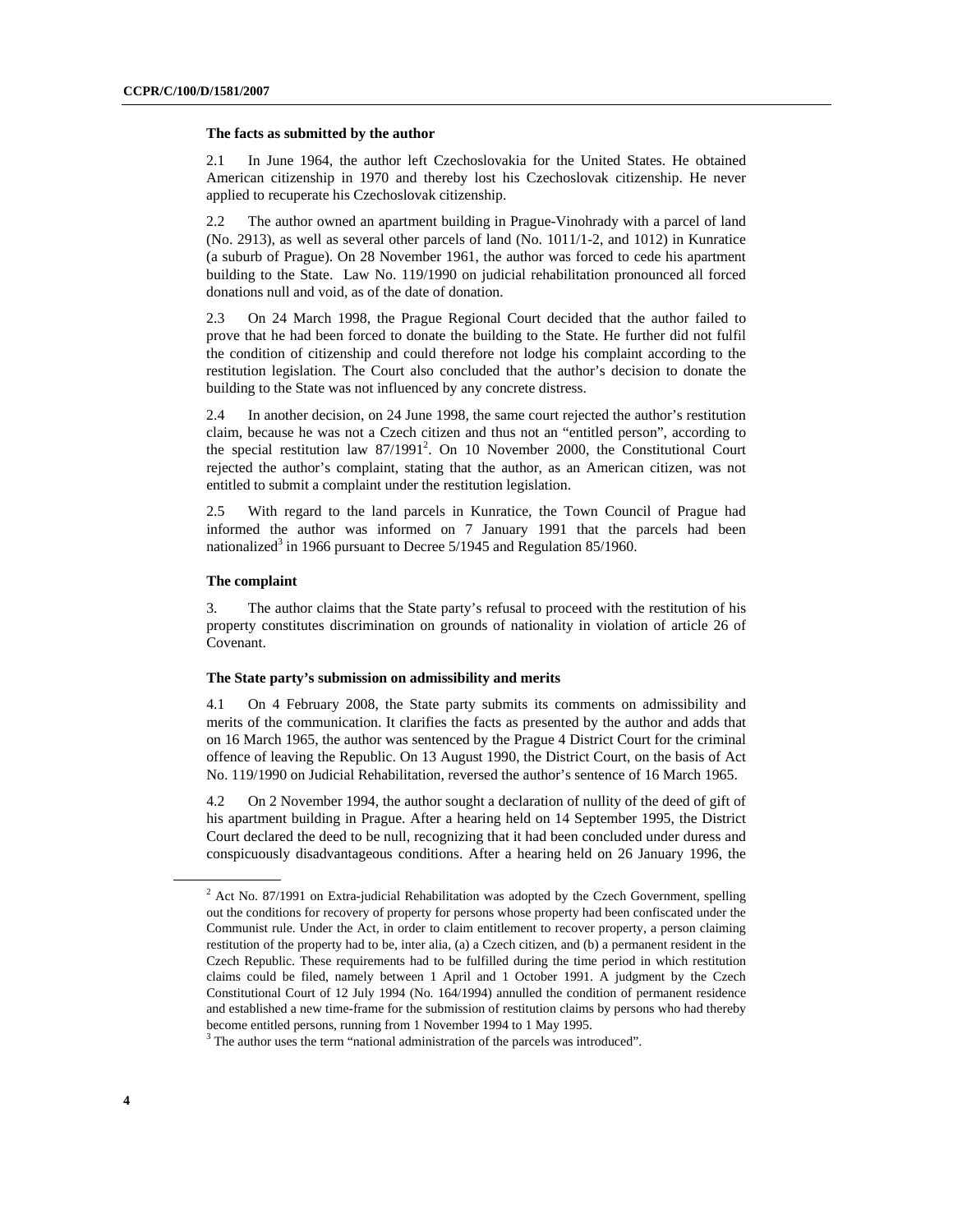**The facts as submitted by the author**

2.1 In June 1964, the author left Czechoslovakia for the United States. He obtained American citizenship in 1970 and thereby lost his Czechoslovak citizenship. He never applied to recuperate his Czechoslovak citizenship.

2.2 The author owned an apartment building in Prague-Vinohrady with a parcel of land (No. 2913), as well as several other parcels of land (No. 1011/1-2, and 1012) in Kunratice (a suburb of Prague). On 28 November 1961, the author was forced to cede his apartment building to the State. Law No. 119/1990 on judicial rehabilitation pronounced all forced donations null and void, as of the date of donation.

2.3 On 24 March 1998, the Prague Regional Court decided that the author failed to prove that he had been forced to donate the building to the State. He further did not fulfil the condition of citizenship and could therefore not lodge his complaint according to the restitution legislation. The Court also concluded that the author's decision to donate the building to the State was not influenced by any concrete distress.

2.4 In another decision, on 24 June 1998, the same court rejected the author's restitution claim, because he was not a Czech citizen and thus not an "entitled person", according to the special restitution law 87/1991[2]. On 10 November 2000, the Constitutional Court rejected the author's complaint, stating that the author, as an American citizen, was not entitled to submit a complaint under the restitution legislation.

2.5 With regard to the land parcels in Kunratice, the Town Council of Prague had informed the author was informed on 7 January 1991 that the parcels had been nationalized[3] in 1966 pursuant to Decree 5/1945 and Regulation 85/1960.

**The complaint**

3. The author claims that the State party's refusal to proceed with the restitution of his property constitutes discrimination on grounds of nationality in violation of article 26 of Covenant.

**The State party's submission on admissibility and merits**

4.1 On 4 February 2008, the State party submits its comments on admissibility and merits of the communication. It clarifies the facts as presented by the author and adds that on 16 March 1965, the author was sentenced by the Prague 4 District Court for the criminal offence of leaving the Republic. On 13 August 1990, the District Court, on the basis of Act No. 119/1990 on Judicial Rehabilitation, reversed the author's sentence of 16 March 1965.

4.2 On 2 November 1994, the author sought a declaration of nullity of the deed of gift of his apartment building in Prague. After a hearing held on 14 September 1995, the District Court declared the deed to be null, recognizing that it had been concluded under duress and conspicuously disadvantageous conditions. After a hearing held on 26 January 1996, the

---

[2] Act No. 87/1991 on Extra-judicial Rehabilitation was adopted by the Czech Government, spelling out the conditions for recovery of property for persons whose property had been confiscated under the Communist rule. Under the Act, in order to claim entitlement to recover property, a person claiming restitution of the property had to be, inter alia, (a) a Czech citizen, and (b) a permanent resident in the Czech Republic. These requirements had to be fulfilled during the time period in which restitution claims could be filed, namely between 1 April and 1 October 1991. A judgment by the Czech Constitutional Court of 12 July 1994 (No. 164/1994) annulled the condition of permanent residence and established a new time-frame for the submission of restitution claims by persons who had thereby become entitled persons, running from 1 November 1994 to 1 May 1995.

[3] The author uses the term "national administration of the parcels was introduced".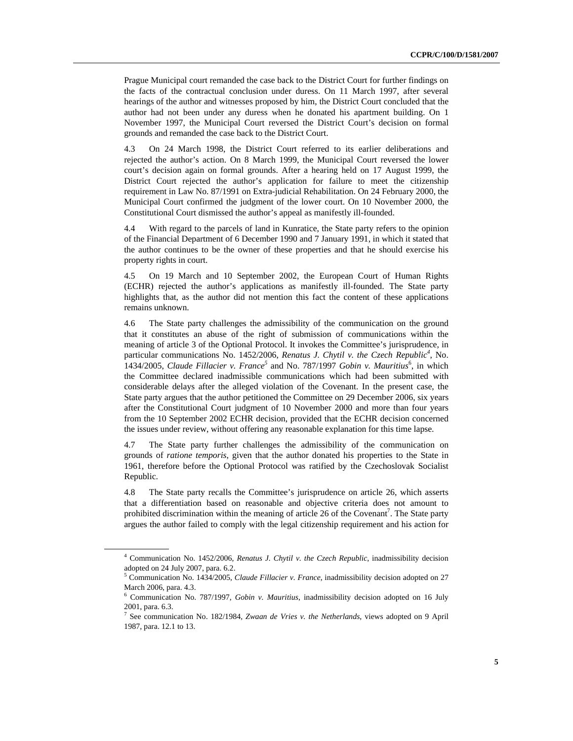Prague Municipal court remanded the case back to the District Court for further findings on the facts of the contractual conclusion under duress. On 11 March 1997, after several hearings of the author and witnesses proposed by him, the District Court concluded that the author had not been under any duress when he donated his apartment building. On 1 November 1997, the Municipal Court reversed the District Court's decision on formal grounds and remanded the case back to the District Court.

4.3 On 24 March 1998, the District Court referred to its earlier deliberations and rejected the author's action. On 8 March 1999, the Municipal Court reversed the lower court's decision again on formal grounds. After a hearing held on 17 August 1999, the District Court rejected the author's application for failure to meet the citizenship requirement in Law No. 87/1991 on Extra-judicial Rehabilitation. On 24 February 2000, the Municipal Court confirmed the judgment of the lower court. On 10 November 2000, the Constitutional Court dismissed the author's appeal as manifestly ill-founded.

4.4 With regard to the parcels of land in Kunratice, the State party refers to the opinion of the Financial Department of 6 December 1990 and 7 January 1991, in which it stated that the author continues to be the owner of these properties and that he should exercise his property rights in court.

4.5 On 19 March and 10 September 2002, the European Court of Human Rights (ECHR) rejected the author's applications as manifestly ill-founded. The State party highlights that, as the author did not mention this fact the content of these applications remains unknown.

4.6 The State party challenges the admissibility of the communication on the ground that it constitutes an abuse of the right of submission of communications within the meaning of article 3 of the Optional Protocol. It invokes the Committee's jurisprudence, in particular communications No. 1452/2006, *Renatus J. Chytil v. the Czech Republic*[4], No. 1434/2005, *Claude Fillacier v. France*[5] and No. 787/1997 *Gobin v. Mauritius*[6], in which the Committee declared inadmissible communications which had been submitted with considerable delays after the alleged violation of the Covenant. In the present case, the State party argues that the author petitioned the Committee on 29 December 2006, six years after the Constitutional Court judgment of 10 November 2000 and more than four years from the 10 September 2002 ECHR decision, provided that the ECHR decision concerned the issues under review, without offering any reasonable explanation for this time lapse.

4.7 The State party further challenges the admissibility of the communication on grounds of *ratione temporis*, given that the author donated his properties to the State in 1961, therefore before the Optional Protocol was ratified by the Czechoslovak Socialist Republic.

4.8 The State party recalls the Committee's jurisprudence on article 26, which asserts that a differentiation based on reasonable and objective criteria does not amount to prohibited discrimination within the meaning of article 26 of the Covenant[7]. The State party argues the author failed to comply with the legal citizenship requirement and his action for

---

[4] Communication No. 1452/2006, *Renatus J. Chytil v. the Czech Republic*, inadmissibility decision adopted on 24 July 2007, para. 6.2.

[5] Communication No. 1434/2005, *Claude Fillacier v. France*, inadmissibility decision adopted on 27 March 2006, para. 4.3.

[6] Communication No. 787/1997, *Gobin v. Mauritius*, inadmissibility decision adopted on 16 July 2001, para. 6.3.

[7] See communication No. 182/1984, *Zwaan de Vries v. the Netherlands*, views adopted on 9 April 1987, para. 12.1 to 13.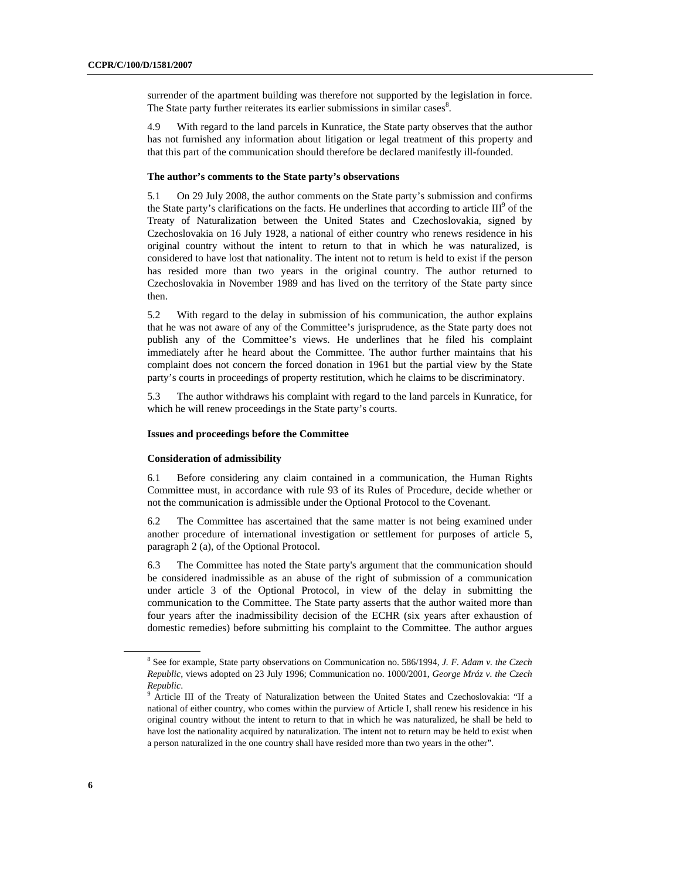surrender of the apartment building was therefore not supported by the legislation in force. The State party further reiterates its earlier submissions in similar cases[8].

4.9 With regard to the land parcels in Kunratice, the State party observes that the author has not furnished any information about litigation or legal treatment of this property and that this part of the communication should therefore be declared manifestly ill-founded.

**The author's comments to the State party's observations**

5.1 On 29 July 2008, the author comments on the State party's submission and confirms the State party's clarifications on the facts. He underlines that according to article III[9] of the Treaty of Naturalization between the United States and Czechoslovakia, signed by Czechoslovakia on 16 July 1928, a national of either country who renews residence in his original country without the intent to return to that in which he was naturalized, is considered to have lost that nationality. The intent not to return is held to exist if the person has resided more than two years in the original country. The author returned to Czechoslovakia in November 1989 and has lived on the territory of the State party since then.

5.2 With regard to the delay in submission of his communication, the author explains that he was not aware of any of the Committee's jurisprudence, as the State party does not publish any of the Committee's views. He underlines that he filed his complaint immediately after he heard about the Committee. The author further maintains that his complaint does not concern the forced donation in 1961 but the partial view by the State party's courts in proceedings of property restitution, which he claims to be discriminatory.

5.3 The author withdraws his complaint with regard to the land parcels in Kunratice, for which he will renew proceedings in the State party's courts.

**Issues and proceedings before the Committee**

**Consideration of admissibility**

6.1 Before considering any claim contained in a communication, the Human Rights Committee must, in accordance with rule 93 of its Rules of Procedure, decide whether or not the communication is admissible under the Optional Protocol to the Covenant.

6.2 The Committee has ascertained that the same matter is not being examined under another procedure of international investigation or settlement for purposes of article 5, paragraph 2 (a), of the Optional Protocol.

6.3 The Committee has noted the State party's argument that the communication should be considered inadmissible as an abuse of the right of submission of a communication under article 3 of the Optional Protocol, in view of the delay in submitting the communication to the Committee. The State party asserts that the author waited more than four years after the inadmissibility decision of the ECHR (six years after exhaustion of domestic remedies) before submitting his complaint to the Committee. The author argues

---

[8] See for example, State party observations on Communication no. 586/1994, *J. F. Adam v. the Czech Republic*, views adopted on 23 July 1996; Communication no. 1000/2001, *George Mráz v. the Czech Republic*.

[9] Article III of the Treaty of Naturalization between the United States and Czechoslovakia: "If a national of either country, who comes within the purview of Article I, shall renew his residence in his original country without the intent to return to that in which he was naturalized, he shall be held to have lost the nationality acquired by naturalization. The intent not to return may be held to exist when a person naturalized in the one country shall have resided more than two years in the other".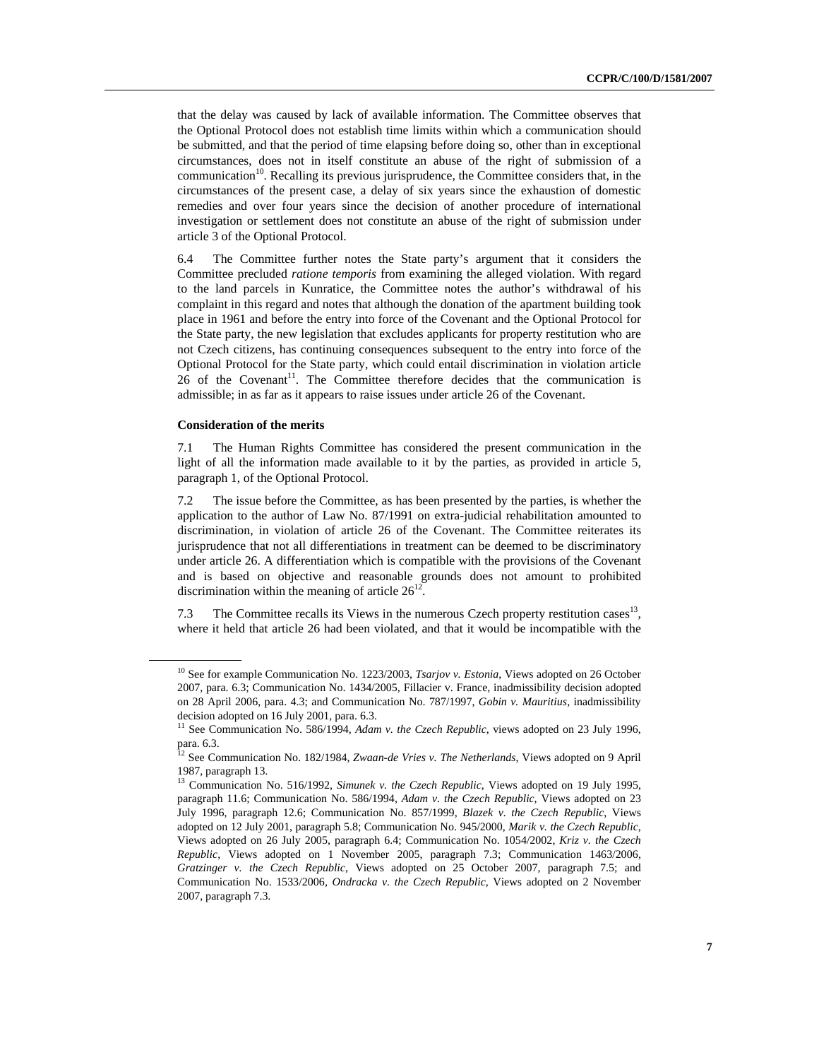that the delay was caused by lack of available information. The Committee observes that the Optional Protocol does not establish time limits within which a communication should be submitted, and that the period of time elapsing before doing so, other than in exceptional circumstances, does not in itself constitute an abuse of the right of submission of a communication[10]. Recalling its previous jurisprudence, the Committee considers that, in the circumstances of the present case, a delay of six years since the exhaustion of domestic remedies and over four years since the decision of another procedure of international investigation or settlement does not constitute an abuse of the right of submission under article 3 of the Optional Protocol.

6.4 The Committee further notes the State party's argument that it considers the Committee precluded *ratione temporis* from examining the alleged violation. With regard to the land parcels in Kunratice, the Committee notes the author's withdrawal of his complaint in this regard and notes that although the donation of the apartment building took place in 1961 and before the entry into force of the Covenant and the Optional Protocol for the State party, the new legislation that excludes applicants for property restitution who are not Czech citizens, has continuing consequences subsequent to the entry into force of the Optional Protocol for the State party, which could entail discrimination in violation article 26 of the Covenant[11]. The Committee therefore decides that the communication is admissible; in as far as it appears to raise issues under article 26 of the Covenant.

**Consideration of the merits**

7.1 The Human Rights Committee has considered the present communication in the light of all the information made available to it by the parties, as provided in article 5, paragraph 1, of the Optional Protocol.

7.2 The issue before the Committee, as has been presented by the parties, is whether the application to the author of Law No. 87/1991 on extra-judicial rehabilitation amounted to discrimination, in violation of article 26 of the Covenant. The Committee reiterates its jurisprudence that not all differentiations in treatment can be deemed to be discriminatory under article 26. A differentiation which is compatible with the provisions of the Covenant and is based on objective and reasonable grounds does not amount to prohibited discrimination within the meaning of article 26[12].

7.3 The Committee recalls its Views in the numerous Czech property restitution cases[13], where it held that article 26 had been violated, and that it would be incompatible with the

---

[10] See for example Communication No. 1223/2003, *Tsarjov v. Estonia*, Views adopted on 26 October 2007, para. 6.3; Communication No. 1434/2005, Fillacier v. France, inadmissibility decision adopted on 28 April 2006, para. 4.3; and Communication No. 787/1997, *Gobin v. Mauritius*, inadmissibility decision adopted on 16 July 2001, para. 6.3.

[11] See Communication No. 586/1994, *Adam v. the Czech Republic*, views adopted on 23 July 1996, para. 6.3.

[12] See Communication No. 182/1984, *Zwaan-de Vries v. The Netherlands*, Views adopted on 9 April 1987, paragraph 13.

[13] Communication No. 516/1992, *Simunek v. the Czech Republic*, Views adopted on 19 July 1995, paragraph 11.6; Communication No. 586/1994, *Adam v. the Czech Republic*, Views adopted on 23 July 1996, paragraph 12.6; Communication No. 857/1999, *Blazek v. the Czech Republic*, Views adopted on 12 July 2001, paragraph 5.8; Communication No. 945/2000, *Marik v. the Czech Republic*, Views adopted on 26 July 2005, paragraph 6.4; Communication No. 1054/2002, *Kriz v. the Czech Republic*, Views adopted on 1 November 2005, paragraph 7.3; Communication 1463/2006, *Gratzinger v. the Czech Republic*, Views adopted on 25 October 2007, paragraph 7.5; and Communication No. 1533/2006, *Ondracka v. the Czech Republic*, Views adopted on 2 November 2007, paragraph 7.3.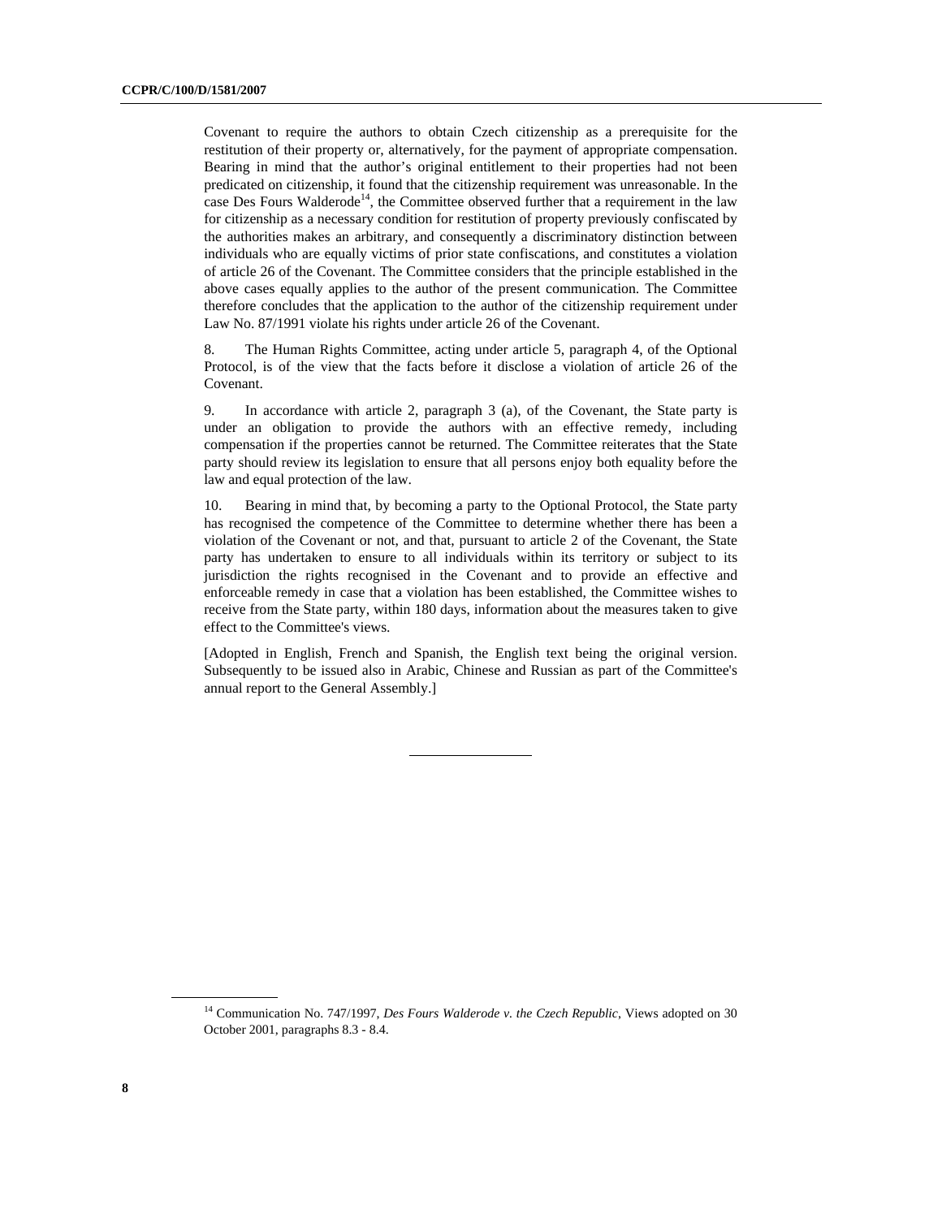Covenant to require the authors to obtain Czech citizenship as a prerequisite for the restitution of their property or, alternatively, for the payment of appropriate compensation. Bearing in mind that the author's original entitlement to their properties had not been predicated on citizenship, it found that the citizenship requirement was unreasonable. In the case Des Fours Walderode[14], the Committee observed further that a requirement in the law for citizenship as a necessary condition for restitution of property previously confiscated by the authorities makes an arbitrary, and consequently a discriminatory distinction between individuals who are equally victims of prior state confiscations, and constitutes a violation of article 26 of the Covenant. The Committee considers that the principle established in the above cases equally applies to the author of the present communication. The Committee therefore concludes that the application to the author of the citizenship requirement under Law No. 87/1991 violate his rights under article 26 of the Covenant.

8. The Human Rights Committee, acting under article 5, paragraph 4, of the Optional Protocol, is of the view that the facts before it disclose a violation of article 26 of the Covenant.

9. In accordance with article 2, paragraph 3 (a), of the Covenant, the State party is under an obligation to provide the authors with an effective remedy, including compensation if the properties cannot be returned. The Committee reiterates that the State party should review its legislation to ensure that all persons enjoy both equality before the law and equal protection of the law.

10. Bearing in mind that, by becoming a party to the Optional Protocol, the State party has recognised the competence of the Committee to determine whether there has been a violation of the Covenant or not, and that, pursuant to article 2 of the Covenant, the State party has undertaken to ensure to all individuals within its territory or subject to its jurisdiction the rights recognised in the Covenant and to provide an effective and enforceable remedy in case that a violation has been established, the Committee wishes to receive from the State party, within 180 days, information about the measures taken to give effect to the Committee's views.

[Adopted in English, French and Spanish, the English text being the original version. Subsequently to be issued also in Arabic, Chinese and Russian as part of the Committee's annual report to the General Assembly.]

---

[14] Communication No. 747/1997, *Des Fours Walderode v. the Czech Republic*, Views adopted on 30 October 2001, paragraphs 8.3 - 8.4.